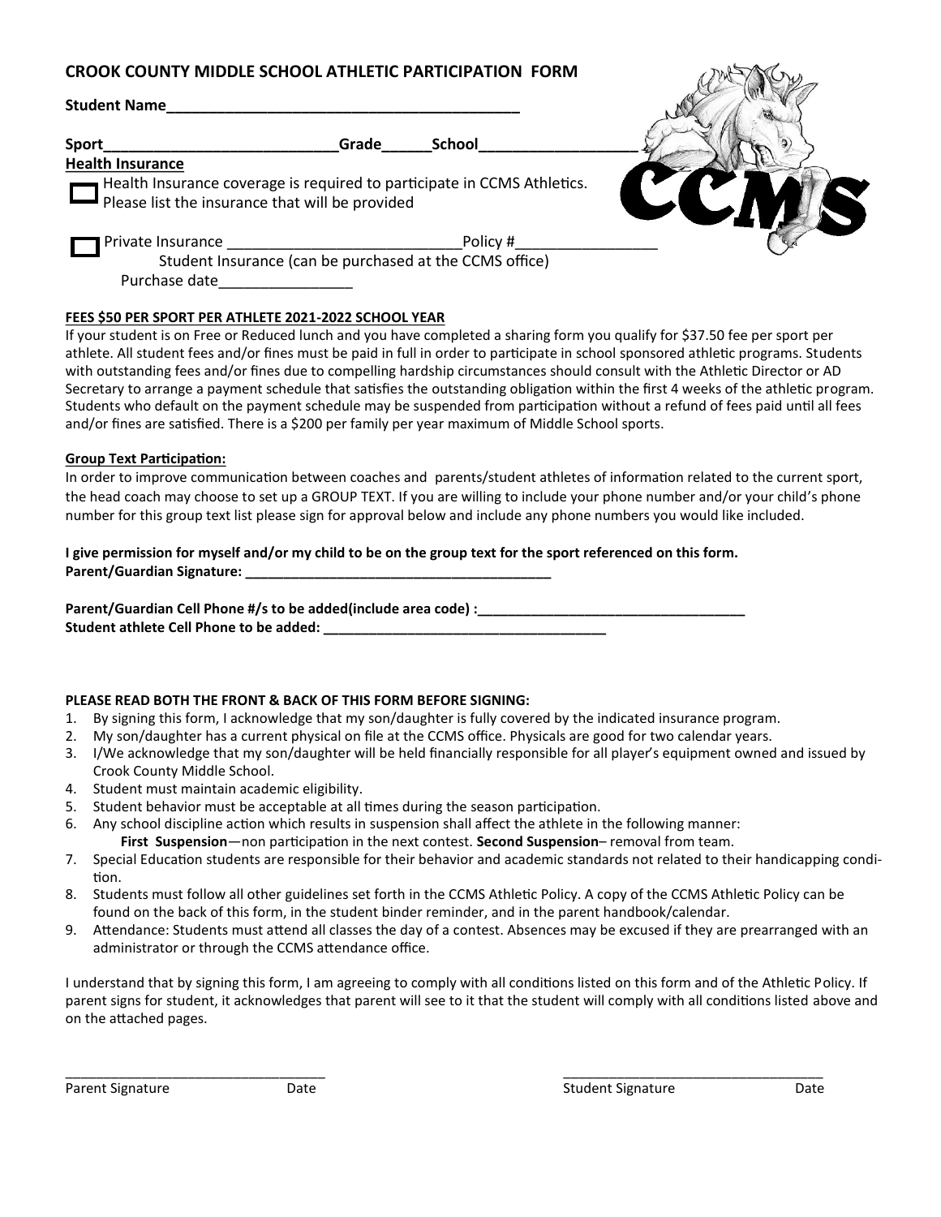# CROOK COUNTY MIDDLE SCHOOL ATHLETIC PARTICIPATION FORM

**Student Name**___________________________________________

**Sport**_____________________________**Grade**______**School**___________________

**Health Insurance**

☐ Health Insurance coverage is required to participate in CCMS Athletics. Please list the insurance that will be provided

☐ Private Insurance ___________________________Policy #________________

Student Insurance (can be purchased at the CCMS office)

Purchase date________________

**FEES $50 PER SPORT PER ATHLETE 2021-2022 SCHOOL YEAR**

If your student is on Free or Reduced lunch and you have completed a sharing form you qualify for $37.50 fee per sport per athlete. All student fees and/or fines must be paid in full in order to participate in school sponsored athletic programs. Students with outstanding fees and/or fines due to compelling hardship circumstances should consult with the Athletic Director or AD Secretary to arrange a payment schedule that satisfies the outstanding obligation within the first 4 weeks of the athletic program. Students who default on the payment schedule may be suspended from participation without a refund of fees paid until all fees and/or fines are satisfied. There is a $200 per family per year maximum of Middle School sports.

**Group Text Participation:**

In order to improve communication between coaches and parents/student athletes of information related to the current sport, the head coach may choose to set up a GROUP TEXT. If you are willing to include your phone number and/or your child's phone number for this group text list please sign for approval below and include any phone numbers you would like included.

**I give permission for myself and/or my child to be on the group text for the sport referenced on this form.**
**Parent/Guardian Signature:** ________________________________________

**Parent/Guardian Cell Phone #/s to be added(include area code) :**__________________________________
**Student athlete Cell Phone to be added:** _____________________________________

**PLEASE READ BOTH THE FRONT & BACK OF THIS FORM BEFORE SIGNING:**

1. By signing this form, I acknowledge that my son/daughter is fully covered by the indicated insurance program.
2. My son/daughter has a current physical on file at the CCMS office. Physicals are good for two calendar years.
3. I/We acknowledge that my son/daughter will be held financially responsible for all player's equipment owned and issued by Crook County Middle School.
4. Student must maintain academic eligibility.
5. Student behavior must be acceptable at all times during the season participation.
6. Any school discipline action which results in suspension shall affect the athlete in the following manner:
   **First Suspension**—non participation in the next contest. **Second Suspension**– removal from team.
7. Special Education students are responsible for their behavior and academic standards not related to their handicapping condition.
8. Students must follow all other guidelines set forth in the CCMS Athletic Policy. A copy of the CCMS Athletic Policy can be found on the back of this form, in the student binder reminder, and in the parent handbook/calendar.
9. Attendance: Students must attend all classes the day of a contest. Absences may be excused if they are prearranged with an administrator or through the CCMS attendance office.

I understand that by signing this form, I am agreeing to comply with all conditions listed on this form and of the Athletic Policy. If parent signs for student, it acknowledges that parent will see to it that the student will comply with all conditions listed above and on the attached pages.

_________________________________ 
Parent Signature Date

_________________________________ 
Student Signature Date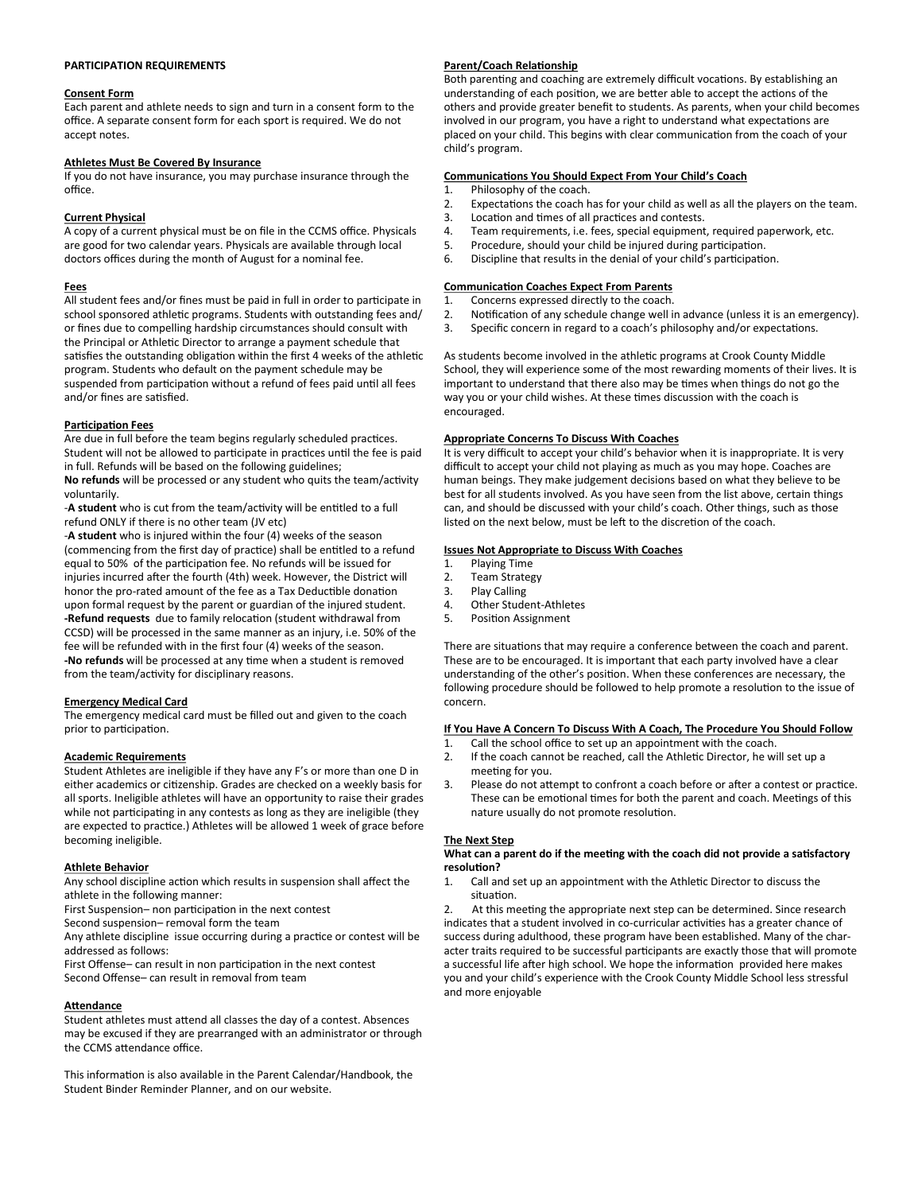## PARTICIPATION REQUIREMENTS

**Consent Form**

Each parent and athlete needs to sign and turn in a consent form to the office. A separate consent form for each sport is required. We do not accept notes.

**Athletes Must Be Covered By Insurance**

If you do not have insurance, you may purchase insurance through the office.

**Current Physical**

A copy of a current physical must be on file in the CCMS office. Physicals are good for two calendar years. Physicals are available through local doctors offices during the month of August for a nominal fee.

**Fees**

All student fees and/or fines must be paid in full in order to participate in school sponsored athletic programs. Students with outstanding fees and/or fines due to compelling hardship circumstances should consult with the Principal or Athletic Director to arrange a payment schedule that satisfies the outstanding obligation within the first 4 weeks of the athletic program. Students who default on the payment schedule may be suspended from participation without a refund of fees paid until all fees and/or fines are satisfied.

**Participation Fees**

Are due in full before the team begins regularly scheduled practices. Student will not be allowed to participate in practices until the fee is paid in full. Refunds will be based on the following guidelines;

**No refunds** will be processed or any student who quits the team/activity voluntarily.

-**A student** who is cut from the team/activity will be entitled to a full refund ONLY if there is no other team (JV etc)

-**A student** who is injured within the four (4) weeks of the season (commencing from the first day of practice) shall be entitled to a refund equal to 50% of the participation fee. No refunds will be issued for injuries incurred after the fourth (4th) week. However, the District will honor the pro-rated amount of the fee as a Tax Deductible donation upon formal request by the parent or guardian of the injured student.

**-Refund requests** due to family relocation (student withdrawal from CCSD) will be processed in the same manner as an injury, i.e. 50% of the fee will be refunded with in the first four (4) weeks of the season.

**-No refunds** will be processed at any time when a student is removed from the team/activity for disciplinary reasons.

**Emergency Medical Card**

The emergency medical card must be filled out and given to the coach prior to participation.

**Academic Requirements**

Student Athletes are ineligible if they have any F's or more than one D in either academics or citizenship. Grades are checked on a weekly basis for all sports. Ineligible athletes will have an opportunity to raise their grades while not participating in any contests as long as they are ineligible (they are expected to practice.) Athletes will be allowed 1 week of grace before becoming ineligible.

**Athlete Behavior**

Any school discipline action which results in suspension shall affect the athlete in the following manner:

First Suspension– non participation in the next contest

Second suspension– removal form the team

Any athlete discipline issue occurring during a practice or contest will be addressed as follows:

First Offense– can result in non participation in the next contest

Second Offense– can result in removal from team

**Attendance**

Student athletes must attend all classes the day of a contest. Absences may be excused if they are prearranged with an administrator or through the CCMS attendance office.

This information is also available in the Parent Calendar/Handbook, the Student Binder Reminder Planner, and on our website.

**Parent/Coach Relationship**

Both parenting and coaching are extremely difficult vocations. By establishing an understanding of each position, we are better able to accept the actions of the others and provide greater benefit to students. As parents, when your child becomes involved in our program, you have a right to understand what expectations are placed on your child. This begins with clear communication from the coach of your child's program.

**Communications You Should Expect From Your Child's Coach**

1. Philosophy of the coach.
2. Expectations the coach has for your child as well as all the players on the team.
3. Location and times of all practices and contests.
4. Team requirements, i.e. fees, special equipment, required paperwork, etc.
5. Procedure, should your child be injured during participation.
6. Discipline that results in the denial of your child's participation.

**Communication Coaches Expect From Parents**

1. Concerns expressed directly to the coach.
2. Notification of any schedule change well in advance (unless it is an emergency).
3. Specific concern in regard to a coach's philosophy and/or expectations.

As students become involved in the athletic programs at Crook County Middle School, they will experience some of the most rewarding moments of their lives. It is important to understand that there also may be times when things do not go the way you or your child wishes. At these times discussion with the coach is encouraged.

**Appropriate Concerns To Discuss With Coaches**

It is very difficult to accept your child's behavior when it is inappropriate. It is very difficult to accept your child not playing as much as you may hope. Coaches are human beings. They make judgement decisions based on what they believe to be best for all students involved. As you have seen from the list above, certain things can, and should be discussed with your child's coach. Other things, such as those listed on the next below, must be left to the discretion of the coach.

**Issues Not Appropriate to Discuss With Coaches**

1. Playing Time
2. Team Strategy
3. Play Calling
4. Other Student-Athletes
5. Position Assignment

There are situations that may require a conference between the coach and parent. These are to be encouraged. It is important that each party involved have a clear understanding of the other's position. When these conferences are necessary, the following procedure should be followed to help promote a resolution to the issue of concern.

**If You Have A Concern To Discuss With A Coach, The Procedure You Should Follow**

1. Call the school office to set up an appointment with the coach.
2. If the coach cannot be reached, call the Athletic Director, he will set up a meeting for you.
3. Please do not attempt to confront a coach before or after a contest or practice. These can be emotional times for both the parent and coach. Meetings of this nature usually do not promote resolution.

**The Next Step**

**What can a parent do if the meeting with the coach did not provide a satisfactory resolution?**

1. Call and set up an appointment with the Athletic Director to discuss the situation.
2. At this meeting the appropriate next step can be determined. Since research indicates that a student involved in co-curricular activities has a greater chance of success during adulthood, these program have been established. Many of the character traits required to be successful participants are exactly those that will promote a successful life after high school. We hope the information provided here makes you and your child's experience with the Crook County Middle School less stressful and more enjoyable